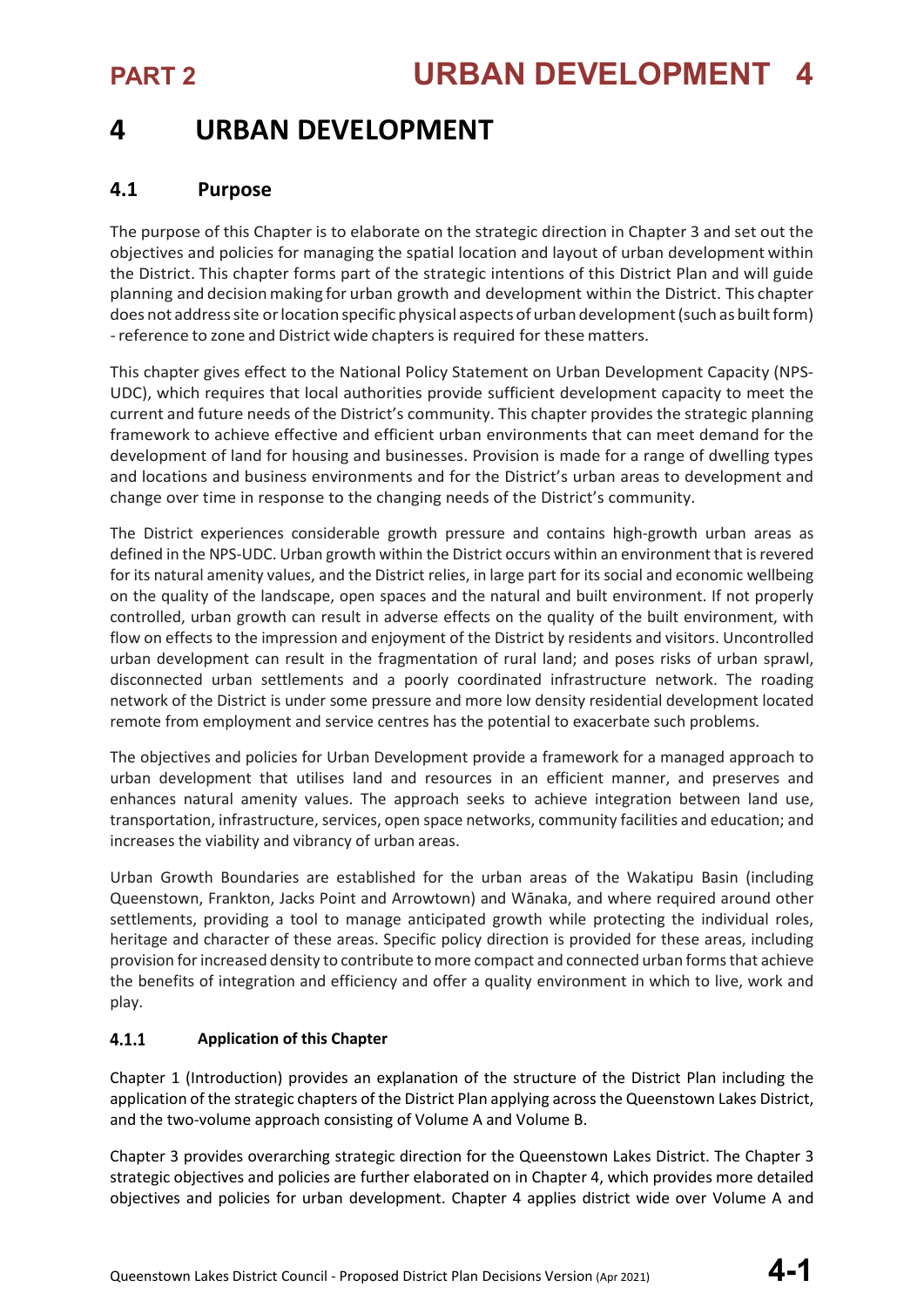# 4 URBAN DEVELOPMENT

## 4.1 Purpose

The purpose of this Chapter is to elaborate on the strategic direction in Chapter 3 and set out the objectives and policies for managing the spatial location and layout of urban development within the District. This chapter forms part of the strategic intentions of this District Plan and will guide planning and decision making for urban growth and development within the District. This chapter does not address site or location specific physical aspects of urban development (such as built form) - reference to zone and District wide chapters is required for these matters.

This chapter gives effect to the National Policy Statement on Urban Development Capacity (NPS-UDC), which requires that local authorities provide sufficient development capacity to meet the current and future needs of the District's community. This chapter provides the strategic planning framework to achieve effective and efficient urban environments that can meet demand for the development of land for housing and businesses. Provision is made for a range of dwelling types and locations and business environments and for the District's urban areas to development and change over time in response to the changing needs of the District's community.

The District experiences considerable growth pressure and contains high-growth urban areas as defined in the NPS-UDC. Urban growth within the District occurs within an environment that is revered for its natural amenity values, and the District relies, in large part for its social and economic wellbeing on the quality of the landscape, open spaces and the natural and built environment. If not properly controlled, urban growth can result in adverse effects on the quality of the built environment, with flow on effects to the impression and enjoyment of the District by residents and visitors. Uncontrolled urban development can result in the fragmentation of rural land; and poses risks of urban sprawl, disconnected urban settlements and a poorly coordinated infrastructure network. The roading network of the District is under some pressure and more low density residential development located remote from employment and service centres has the potential to exacerbate such problems.

The objectives and policies for Urban Development provide a framework for a managed approach to urban development that utilises land and resources in an efficient manner, and preserves and enhances natural amenity values. The approach seeks to achieve integration between land use, transportation, infrastructure, services, open space networks, community facilities and education; and increases the viability and vibrancy of urban areas.

Urban Growth Boundaries are established for the urban areas of the Wakatipu Basin (including Queenstown, Frankton, Jacks Point and Arrowtown) and Wānaka, and where required around other settlements, providing a tool to manage anticipated growth while protecting the individual roles, heritage and character of these areas. Specific policy direction is provided for these areas, including provision for increased density to contribute to more compact and connected urban forms that achieve the benefits of integration and efficiency and offer a quality environment in which to live, work and play.

### 4.1.1 Application of this Chapter

Chapter 1 (Introduction) provides an explanation of the structure of the District Plan including the application of the strategic chapters of the District Plan applying across the Queenstown Lakes District, and the two-volume approach consisting of Volume A and Volume B.

Chapter 3 provides overarching strategic direction for the Queenstown Lakes District. The Chapter 3 strategic objectives and policies are further elaborated on in Chapter 4, which provides more detailed objectives and policies for urban development. Chapter 4 applies district wide over Volume A and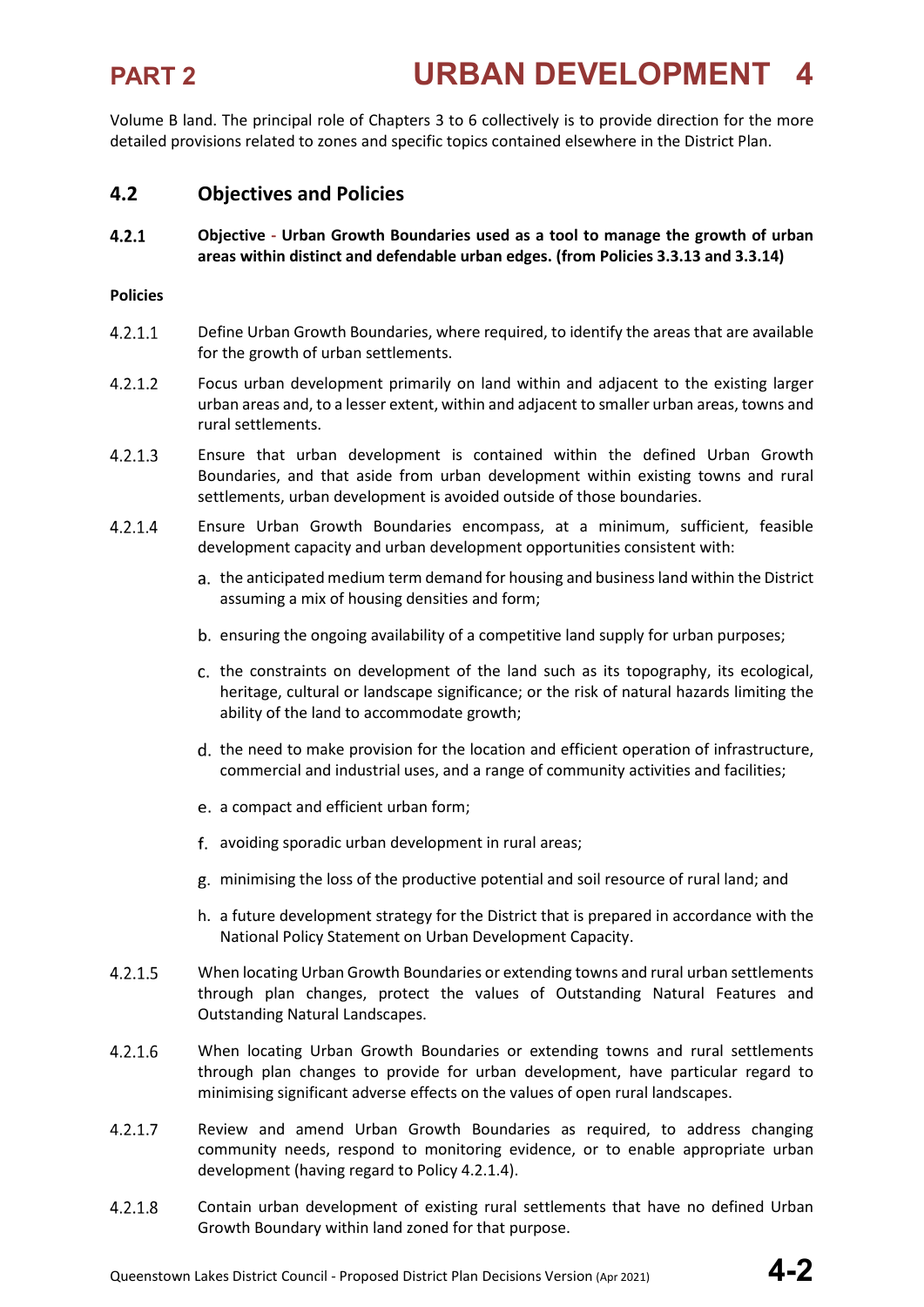Volume B land. The principal role of Chapters 3 to 6 collectively is to provide direction for the more detailed provisions related to zones and specific topics contained elsewhere in the District Plan.

## 4.2 Objectives and Policies

**4.2.1 Objective - Urban Growth Boundaries used as a tool to manage the growth of urban areas within distinct and defendable urban edges. (from Policies 3.3.13 and 3.3.14)**

**Policies**

4.2.1.1 Define Urban Growth Boundaries, where required, to identify the areas that are available for the growth of urban settlements.

4.2.1.2 Focus urban development primarily on land within and adjacent to the existing larger urban areas and, to a lesser extent, within and adjacent to smaller urban areas, towns and rural settlements.

4.2.1.3 Ensure that urban development is contained within the defined Urban Growth Boundaries, and that aside from urban development within existing towns and rural settlements, urban development is avoided outside of those boundaries.

4.2.1.4 Ensure Urban Growth Boundaries encompass, at a minimum, sufficient, feasible development capacity and urban development opportunities consistent with:

a. the anticipated medium term demand for housing and business land within the District assuming a mix of housing densities and form;

b. ensuring the ongoing availability of a competitive land supply for urban purposes;

c. the constraints on development of the land such as its topography, its ecological, heritage, cultural or landscape significance; or the risk of natural hazards limiting the ability of the land to accommodate growth;

d. the need to make provision for the location and efficient operation of infrastructure, commercial and industrial uses, and a range of community activities and facilities;

e. a compact and efficient urban form;

f. avoiding sporadic urban development in rural areas;

g. minimising the loss of the productive potential and soil resource of rural land; and

h. a future development strategy for the District that is prepared in accordance with the National Policy Statement on Urban Development Capacity.

4.2.1.5 When locating Urban Growth Boundaries or extending towns and rural urban settlements through plan changes, protect the values of Outstanding Natural Features and Outstanding Natural Landscapes.

4.2.1.6 When locating Urban Growth Boundaries or extending towns and rural settlements through plan changes to provide for urban development, have particular regard to minimising significant adverse effects on the values of open rural landscapes.

4.2.1.7 Review and amend Urban Growth Boundaries as required, to address changing community needs, respond to monitoring evidence, or to enable appropriate urban development (having regard to Policy 4.2.1.4).

4.2.1.8 Contain urban development of existing rural settlements that have no defined Urban Growth Boundary within land zoned for that purpose.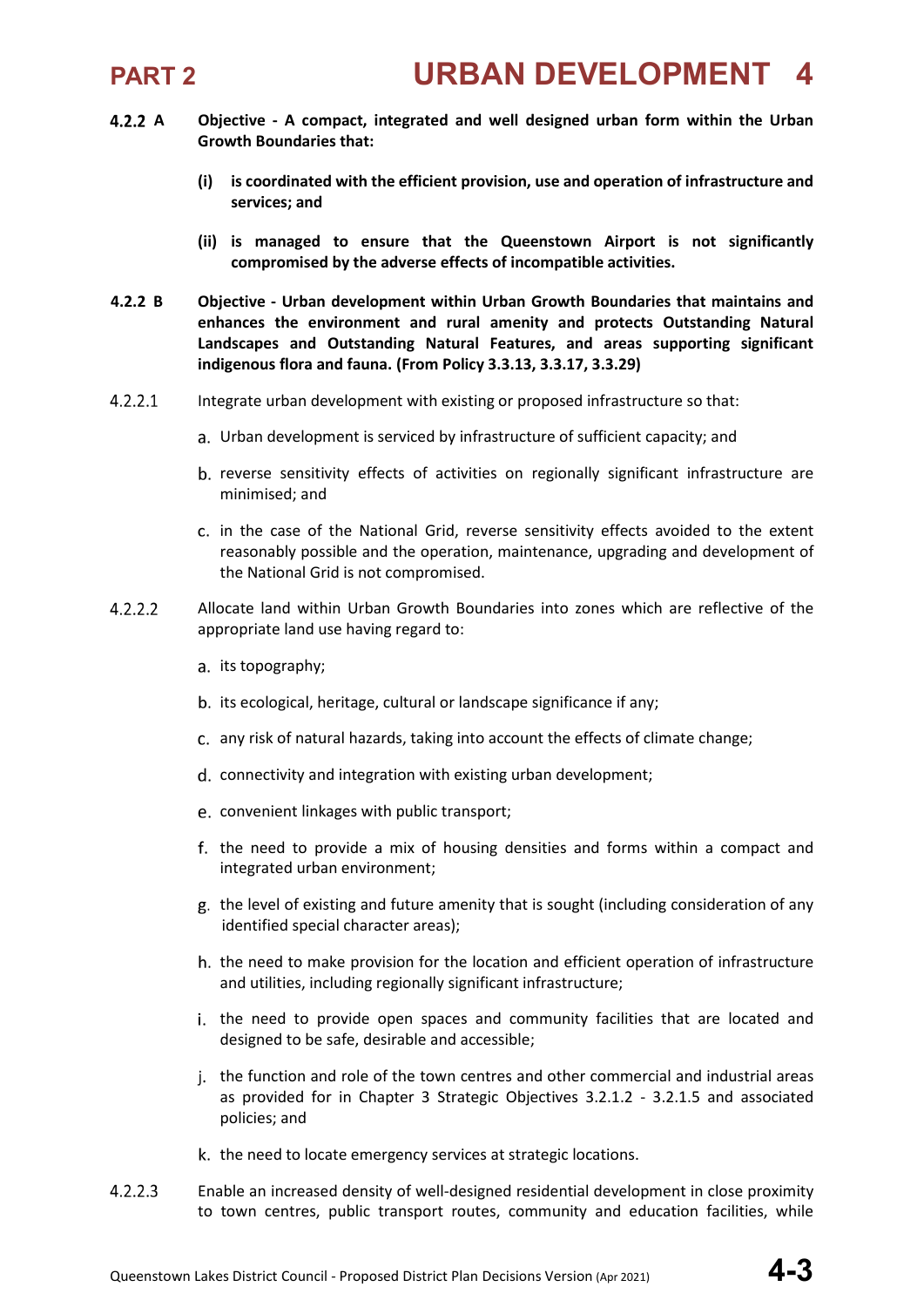**4.2.2 A Objective - A compact, integrated and well designed urban form within the Urban Growth Boundaries that:**

**(i) is coordinated with the efficient provision, use and operation of infrastructure and services; and**

**(ii) is managed to ensure that the Queenstown Airport is not significantly compromised by the adverse effects of incompatible activities.**

**4.2.2 B Objective - Urban development within Urban Growth Boundaries that maintains and enhances the environment and rural amenity and protects Outstanding Natural Landscapes and Outstanding Natural Features, and areas supporting significant indigenous flora and fauna. (From Policy 3.3.13, 3.3.17, 3.3.29)**

4.2.2.1 Integrate urban development with existing or proposed infrastructure so that:

a. Urban development is serviced by infrastructure of sufficient capacity; and

b. reverse sensitivity effects of activities on regionally significant infrastructure are minimised; and

c. in the case of the National Grid, reverse sensitivity effects avoided to the extent reasonably possible and the operation, maintenance, upgrading and development of the National Grid is not compromised.

4.2.2.2 Allocate land within Urban Growth Boundaries into zones which are reflective of the appropriate land use having regard to:

a. its topography;

b. its ecological, heritage, cultural or landscape significance if any;

c. any risk of natural hazards, taking into account the effects of climate change;

d. connectivity and integration with existing urban development;

e. convenient linkages with public transport;

f. the need to provide a mix of housing densities and forms within a compact and integrated urban environment;

g. the level of existing and future amenity that is sought (including consideration of any identified special character areas);

h. the need to make provision for the location and efficient operation of infrastructure and utilities, including regionally significant infrastructure;

i. the need to provide open spaces and community facilities that are located and designed to be safe, desirable and accessible;

j. the function and role of the town centres and other commercial and industrial areas as provided for in Chapter 3 Strategic Objectives 3.2.1.2 - 3.2.1.5 and associated policies; and

k. the need to locate emergency services at strategic locations.

4.2.2.3 Enable an increased density of well-designed residential development in close proximity to town centres, public transport routes, community and education facilities, while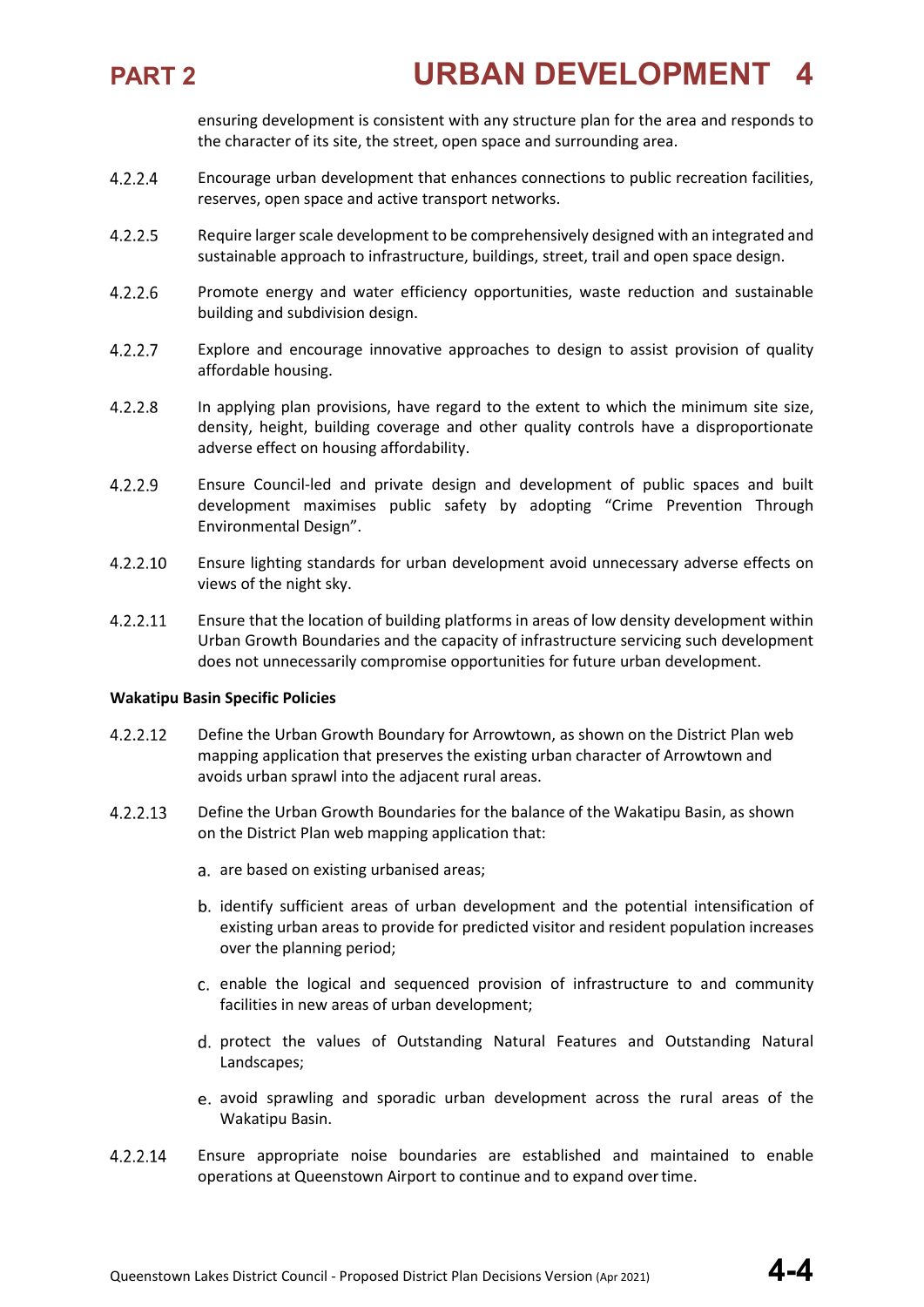ensuring development is consistent with any structure plan for the area and responds to the character of its site, the street, open space and surrounding area.

4.2.2.4 Encourage urban development that enhances connections to public recreation facilities, reserves, open space and active transport networks.

4.2.2.5 Require larger scale development to be comprehensively designed with an integrated and sustainable approach to infrastructure, buildings, street, trail and open space design.

4.2.2.6 Promote energy and water efficiency opportunities, waste reduction and sustainable building and subdivision design.

4.2.2.7 Explore and encourage innovative approaches to design to assist provision of quality affordable housing.

4.2.2.8 In applying plan provisions, have regard to the extent to which the minimum site size, density, height, building coverage and other quality controls have a disproportionate adverse effect on housing affordability.

4.2.2.9 Ensure Council-led and private design and development of public spaces and built development maximises public safety by adopting "Crime Prevention Through Environmental Design".

4.2.2.10 Ensure lighting standards for urban development avoid unnecessary adverse effects on views of the night sky.

4.2.2.11 Ensure that the location of building platforms in areas of low density development within Urban Growth Boundaries and the capacity of infrastructure servicing such development does not unnecessarily compromise opportunities for future urban development.

**Wakatipu Basin Specific Policies**

4.2.2.12 Define the Urban Growth Boundary for Arrowtown, as shown on the District Plan web mapping application that preserves the existing urban character of Arrowtown and avoids urban sprawl into the adjacent rural areas.

4.2.2.13 Define the Urban Growth Boundaries for the balance of the Wakatipu Basin, as shown on the District Plan web mapping application that:

a. are based on existing urbanised areas;

b. identify sufficient areas of urban development and the potential intensification of existing urban areas to provide for predicted visitor and resident population increases over the planning period;

c. enable the logical and sequenced provision of infrastructure to and community facilities in new areas of urban development;

d. protect the values of Outstanding Natural Features and Outstanding Natural Landscapes;

e. avoid sprawling and sporadic urban development across the rural areas of the Wakatipu Basin.

4.2.2.14 Ensure appropriate noise boundaries are established and maintained to enable operations at Queenstown Airport to continue and to expand over time.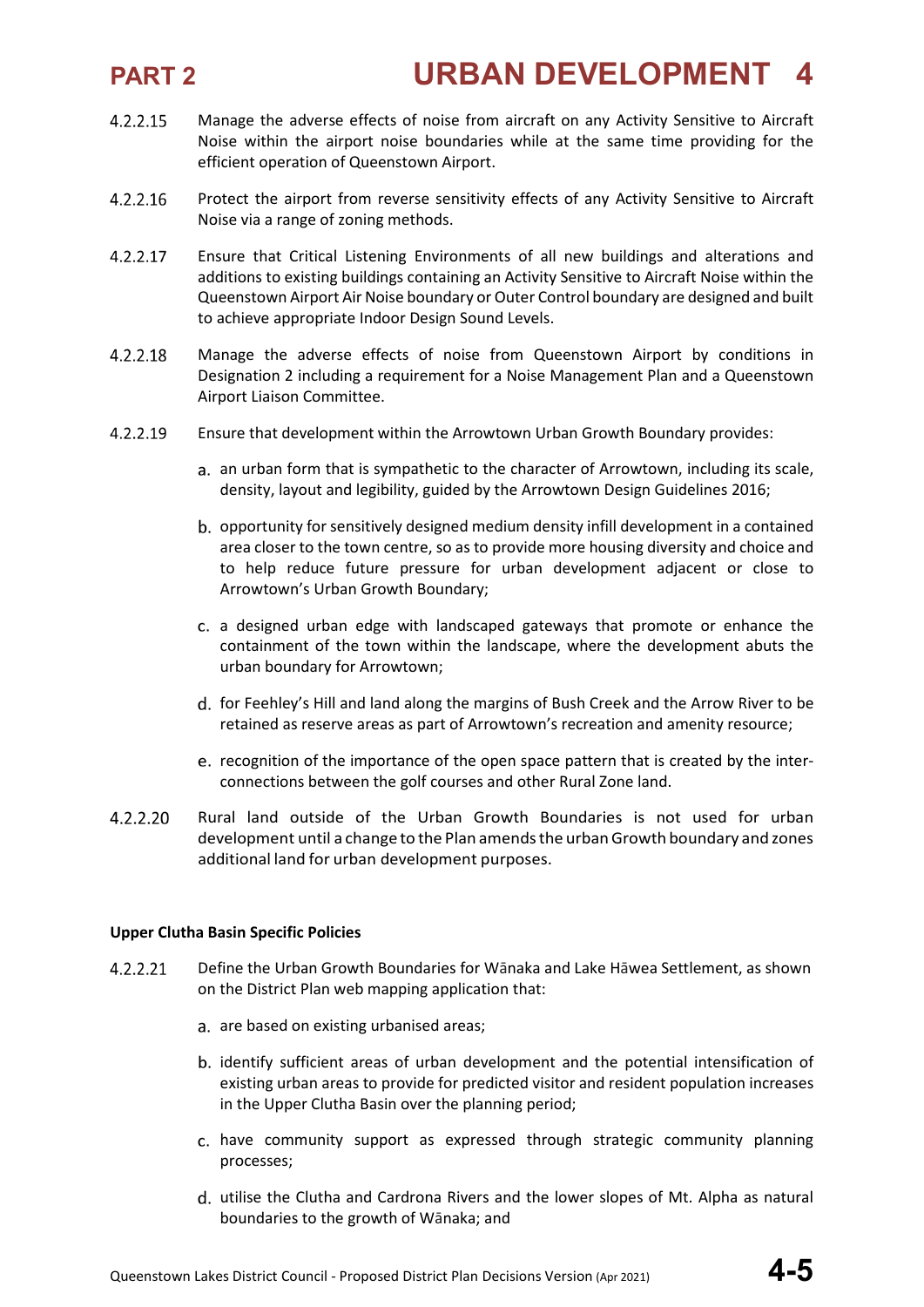4.2.2.15 Manage the adverse effects of noise from aircraft on any Activity Sensitive to Aircraft Noise within the airport noise boundaries while at the same time providing for the efficient operation of Queenstown Airport.

4.2.2.16 Protect the airport from reverse sensitivity effects of any Activity Sensitive to Aircraft Noise via a range of zoning methods.

4.2.2.17 Ensure that Critical Listening Environments of all new buildings and alterations and additions to existing buildings containing an Activity Sensitive to Aircraft Noise within the Queenstown Airport Air Noise boundary or Outer Control boundary are designed and built to achieve appropriate Indoor Design Sound Levels.

4.2.2.18 Manage the adverse effects of noise from Queenstown Airport by conditions in Designation 2 including a requirement for a Noise Management Plan and a Queenstown Airport Liaison Committee.

4.2.2.19 Ensure that development within the Arrowtown Urban Growth Boundary provides:

a. an urban form that is sympathetic to the character of Arrowtown, including its scale, density, layout and legibility, guided by the Arrowtown Design Guidelines 2016;

b. opportunity for sensitively designed medium density infill development in a contained area closer to the town centre, so as to provide more housing diversity and choice and to help reduce future pressure for urban development adjacent or close to Arrowtown's Urban Growth Boundary;

c. a designed urban edge with landscaped gateways that promote or enhance the containment of the town within the landscape, where the development abuts the urban boundary for Arrowtown;

d. for Feehley's Hill and land along the margins of Bush Creek and the Arrow River to be retained as reserve areas as part of Arrowtown's recreation and amenity resource;

e. recognition of the importance of the open space pattern that is created by the inter-connections between the golf courses and other Rural Zone land.

4.2.2.20 Rural land outside of the Urban Growth Boundaries is not used for urban development until a change to the Plan amends the urban Growth boundary and zones additional land for urban development purposes.

**Upper Clutha Basin Specific Policies**

4.2.2.21 Define the Urban Growth Boundaries for Wānaka and Lake Hāwea Settlement, as shown on the District Plan web mapping application that:

a. are based on existing urbanised areas;

b. identify sufficient areas of urban development and the potential intensification of existing urban areas to provide for predicted visitor and resident population increases in the Upper Clutha Basin over the planning period;

c. have community support as expressed through strategic community planning processes;

d. utilise the Clutha and Cardrona Rivers and the lower slopes of Mt. Alpha as natural boundaries to the growth of Wānaka; and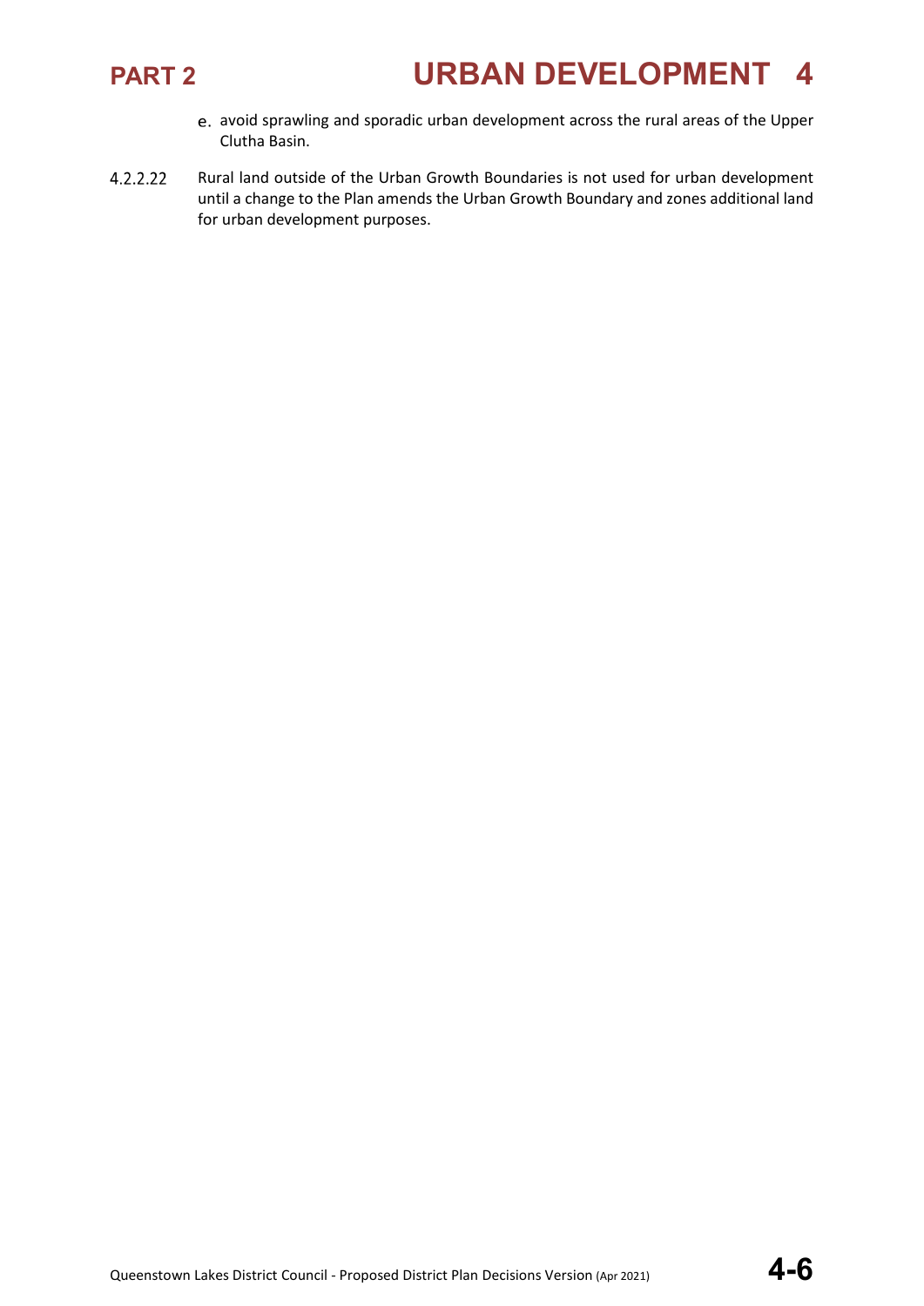e. avoid sprawling and sporadic urban development across the rural areas of the Upper Clutha Basin.

4.2.2.22 Rural land outside of the Urban Growth Boundaries is not used for urban development until a change to the Plan amends the Urban Growth Boundary and zones additional land for urban development purposes.